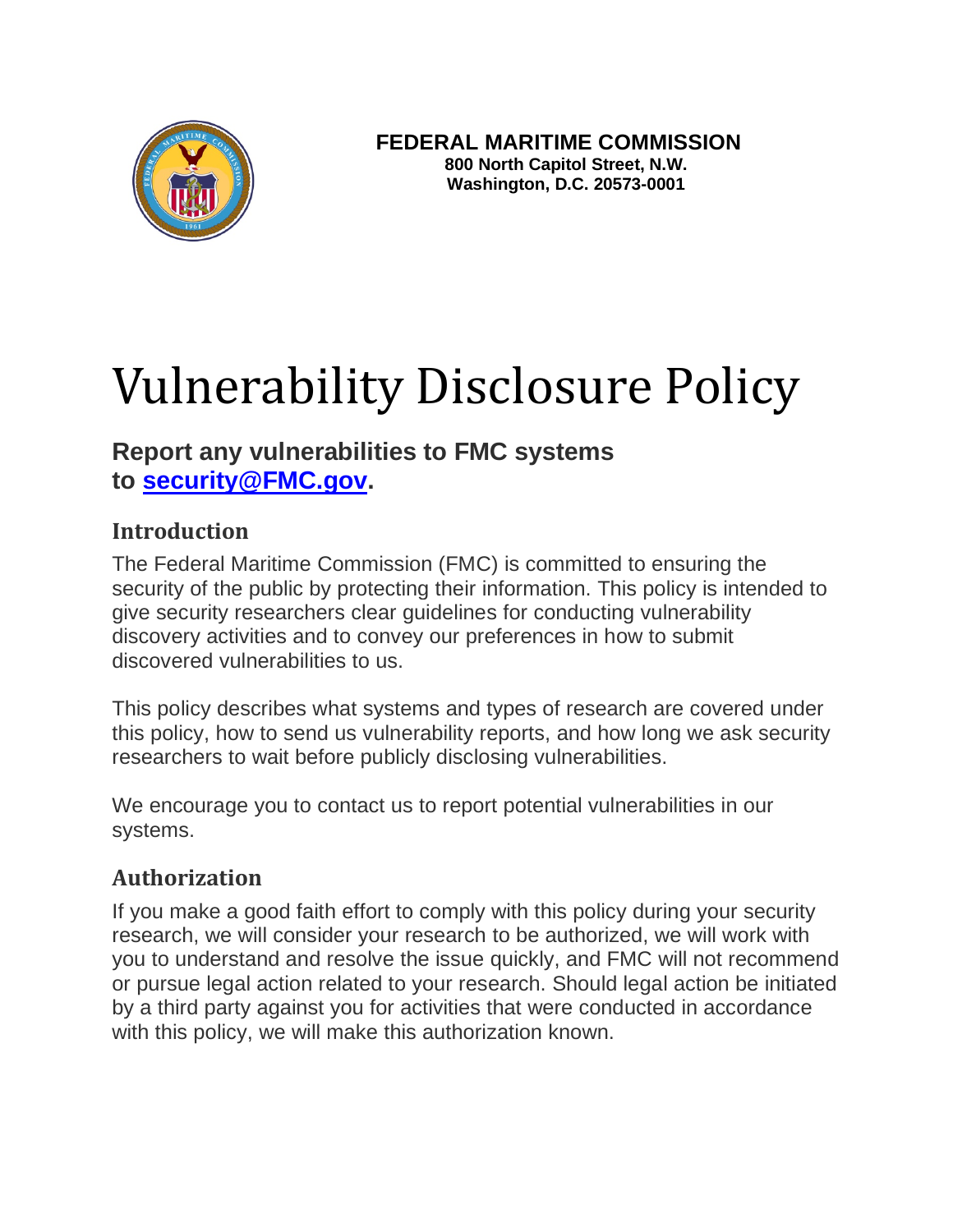**FEDERAL MARITIME COMMISSION**
**800 North Capitol Street, N.W.**
**Washington, D.C. 20573-0001**

# Vulnerability Disclosure Policy

### Report any vulnerabilities to FMC systems to [security@FMC.gov](mailto:security@FMC.gov).

## Introduction

The Federal Maritime Commission (FMC) is committed to ensuring the security of the public by protecting their information. This policy is intended to give security researchers clear guidelines for conducting vulnerability discovery activities and to convey our preferences in how to submit discovered vulnerabilities to us.

This policy describes what systems and types of research are covered under this policy, how to send us vulnerability reports, and how long we ask security researchers to wait before publicly disclosing vulnerabilities.

We encourage you to contact us to report potential vulnerabilities in our systems.

## Authorization

If you make a good faith effort to comply with this policy during your security research, we will consider your research to be authorized, we will work with you to understand and resolve the issue quickly, and FMC will not recommend or pursue legal action related to your research. Should legal action be initiated by a third party against you for activities that were conducted in accordance with this policy, we will make this authorization known.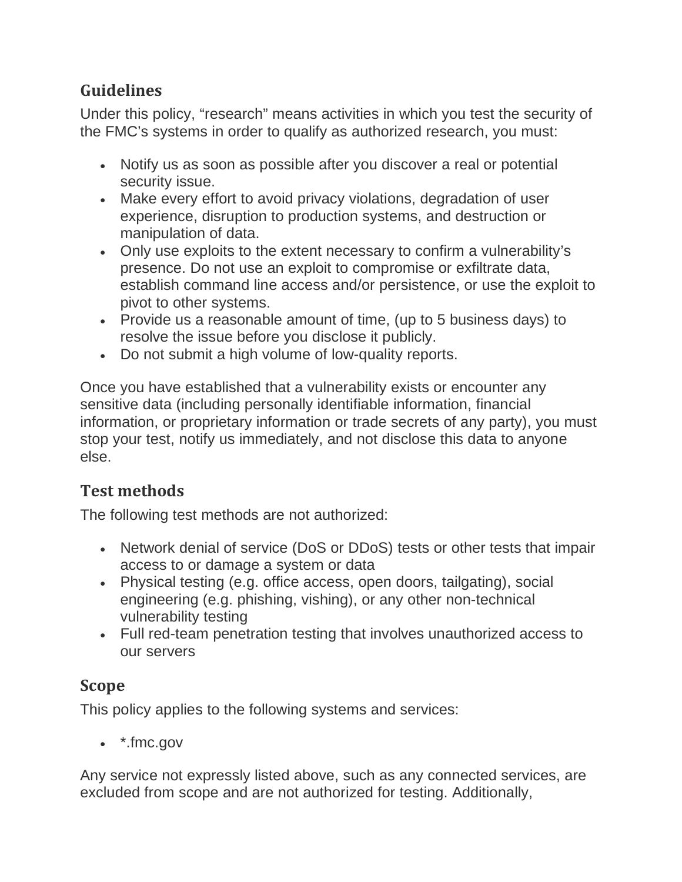## Guidelines

Under this policy, “research” means activities in which you test the security of the FMC’s systems in order to qualify as authorized research, you must:

- Notify us as soon as possible after you discover a real or potential security issue.
- Make every effort to avoid privacy violations, degradation of user experience, disruption to production systems, and destruction or manipulation of data.
- Only use exploits to the extent necessary to confirm a vulnerability’s presence. Do not use an exploit to compromise or exfiltrate data, establish command line access and/or persistence, or use the exploit to pivot to other systems.
- Provide us a reasonable amount of time, (up to 5 business days) to resolve the issue before you disclose it publicly.
- Do not submit a high volume of low-quality reports.

Once you have established that a vulnerability exists or encounter any sensitive data (including personally identifiable information, financial information, or proprietary information or trade secrets of any party), you must stop your test, notify us immediately, and not disclose this data to anyone else.

## Test methods

The following test methods are not authorized:

- Network denial of service (DoS or DDoS) tests or other tests that impair access to or damage a system or data
- Physical testing (e.g. office access, open doors, tailgating), social engineering (e.g. phishing, vishing), or any other non-technical vulnerability testing
- Full red-team penetration testing that involves unauthorized access to our servers

## Scope

This policy applies to the following systems and services:

- *.fmc.gov

Any service not expressly listed above, such as any connected services, are excluded from scope and are not authorized for testing. Additionally,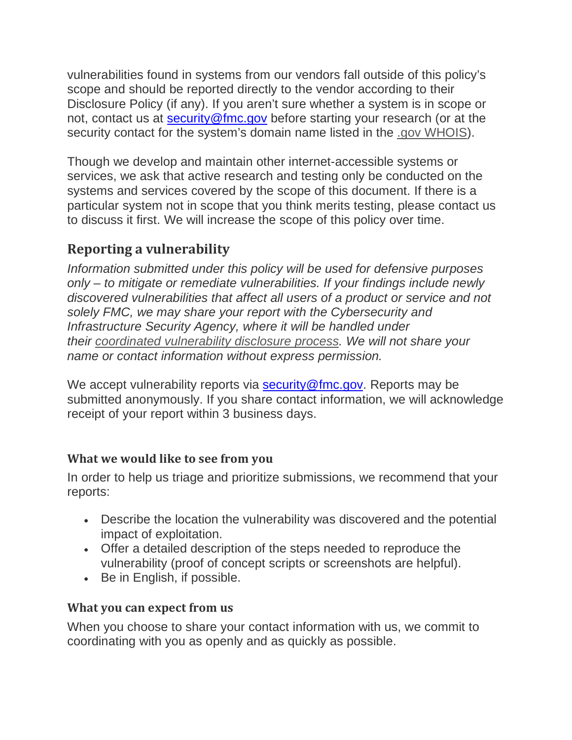vulnerabilities found in systems from our vendors fall outside of this policy's scope and should be reported directly to the vendor according to their Disclosure Policy (if any). If you aren't sure whether a system is in scope or not, contact us at [security@fmc.gov](mailto:security@fmc.gov) before starting your research (or at the security contact for the system's domain name listed in the .gov WHOIS).

Though we develop and maintain other internet-accessible systems or services, we ask that active research and testing only be conducted on the systems and services covered by the scope of this document. If there is a particular system not in scope that you think merits testing, please contact us to discuss it first. We will increase the scope of this policy over time.

## Reporting a vulnerability

*Information submitted under this policy will be used for defensive purposes only – to mitigate or remediate vulnerabilities. If your findings include newly discovered vulnerabilities that affect all users of a product or service and not solely FMC, we may share your report with the Cybersecurity and Infrastructure Security Agency, where it will be handled under their coordinated vulnerability disclosure process. We will not share your name or contact information without express permission.*

We accept vulnerability reports via [security@fmc.gov](mailto:security@fmc.gov). Reports may be submitted anonymously. If you share contact information, we will acknowledge receipt of your report within 3 business days.

### What we would like to see from you

In order to help us triage and prioritize submissions, we recommend that your reports:

- Describe the location the vulnerability was discovered and the potential impact of exploitation.
- Offer a detailed description of the steps needed to reproduce the vulnerability (proof of concept scripts or screenshots are helpful).
- Be in English, if possible.

### What you can expect from us

When you choose to share your contact information with us, we commit to coordinating with you as openly and as quickly as possible.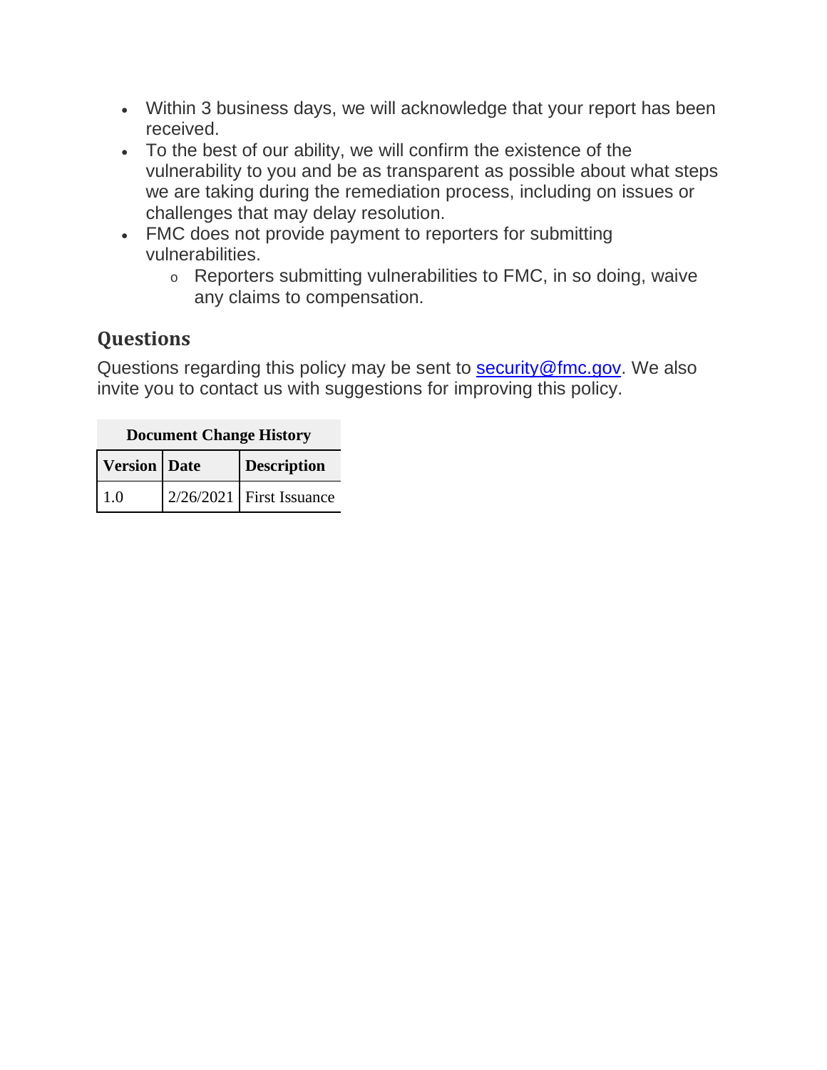- Within 3 business days, we will acknowledge that your report has been received.
- To the best of our ability, we will confirm the existence of the vulnerability to you and be as transparent as possible about what steps we are taking during the remediation process, including on issues or challenges that may delay resolution.
- FMC does not provide payment to reporters for submitting vulnerabilities.
  - Reporters submitting vulnerabilities to FMC, in so doing, waive any claims to compensation.

## Questions

Questions regarding this policy may be sent to security@fmc.gov. We also invite you to contact us with suggestions for improving this policy.

| **Document Change History** | | |
|---|---|---|
| **Version** | **Date** | **Description** |
| 1.0 | 2/26/2021 | First Issuance |